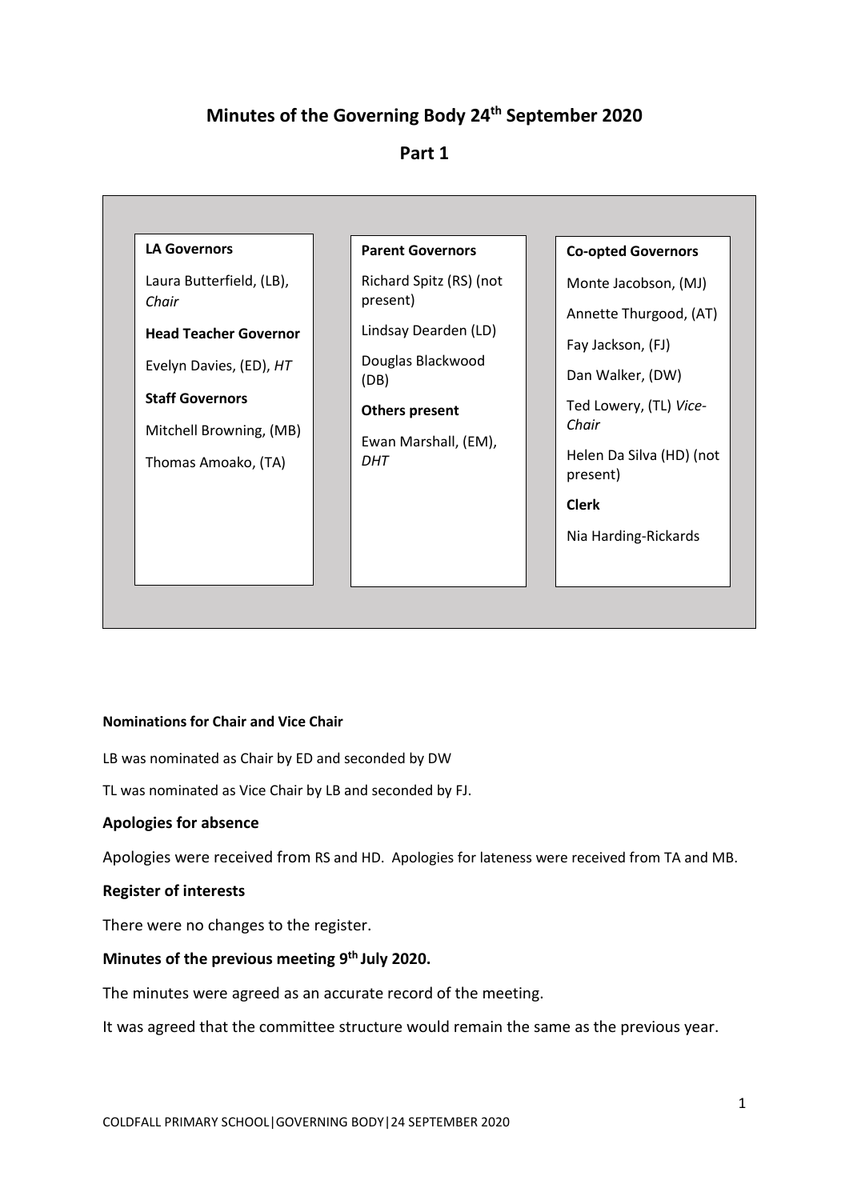# Minutes of the Governing Body 24th September 2020

## Part 1

**LA Governors**

Laura Butterfield, (LB), *Chair*

**Head Teacher Governor**

Evelyn Davies, (ED), *HT*

**Staff Governors**

Mitchell Browning, (MB)

Thomas Amoako, (TA)

**Parent Governors**

Richard Spitz (RS) (not present)

Lindsay Dearden (LD)

Douglas Blackwood (DB)

**Others present**

Ewan Marshall, (EM), *DHT*

**Co-opted Governors**

Monte Jacobson, (MJ)

Annette Thurgood, (AT)

Fay Jackson, (FJ)

Dan Walker, (DW)

Ted Lowery, (TL) *Vice-Chair*

Helen Da Silva (HD) (not present)

**Clerk**

Nia Harding-Rickards

#### Nominations for Chair and Vice Chair

LB was nominated as Chair by ED and seconded by DW

TL was nominated as Vice Chair by LB and seconded by FJ.

### Apologies for absence

Apologies were received from RS and HD. Apologies for lateness were received from TA and MB.

### Register of interests

There were no changes to the register.

### Minutes of the previous meeting 9th July 2020.

The minutes were agreed as an accurate record of the meeting.

It was agreed that the committee structure would remain the same as the previous year.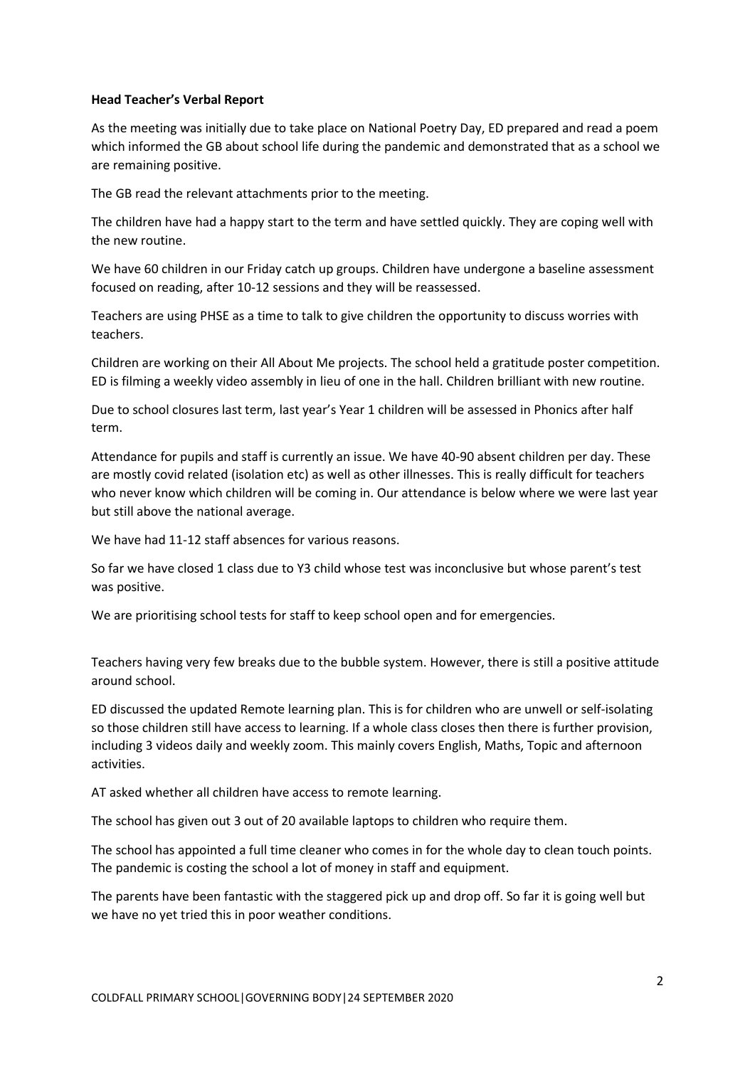**Head Teacher's Verbal Report**

As the meeting was initially due to take place on National Poetry Day, ED prepared and read a poem which informed the GB about school life during the pandemic and demonstrated that as a school we are remaining positive.

The GB read the relevant attachments prior to the meeting.

The children have had a happy start to the term and have settled quickly. They are coping well with the new routine.

We have 60 children in our Friday catch up groups. Children have undergone a baseline assessment focused on reading, after 10-12 sessions and they will be reassessed.

Teachers are using PHSE as a time to talk to give children the opportunity to discuss worries with teachers.

Children are working on their All About Me projects. The school held a gratitude poster competition. ED is filming a weekly video assembly in lieu of one in the hall. Children brilliant with new routine.

Due to school closures last term, last year's Year 1 children will be assessed in Phonics after half term.

Attendance for pupils and staff is currently an issue. We have 40-90 absent children per day. These are mostly covid related (isolation etc) as well as other illnesses. This is really difficult for teachers who never know which children will be coming in. Our attendance is below where we were last year but still above the national average.

We have had 11-12 staff absences for various reasons.

So far we have closed 1 class due to Y3 child whose test was inconclusive but whose parent's test was positive.

We are prioritising school tests for staff to keep school open and for emergencies.

Teachers having very few breaks due to the bubble system. However, there is still a positive attitude around school.

ED discussed the updated Remote learning plan. This is for children who are unwell or self-isolating so those children still have access to learning. If a whole class closes then there is further provision, including 3 videos daily and weekly zoom. This mainly covers English, Maths, Topic and afternoon activities.

AT asked whether all children have access to remote learning.

The school has given out 3 out of 20 available laptops to children who require them.

The school has appointed a full time cleaner who comes in for the whole day to clean touch points. The pandemic is costing the school a lot of money in staff and equipment.

The parents have been fantastic with the staggered pick up and drop off. So far it is going well but we have no yet tried this in poor weather conditions.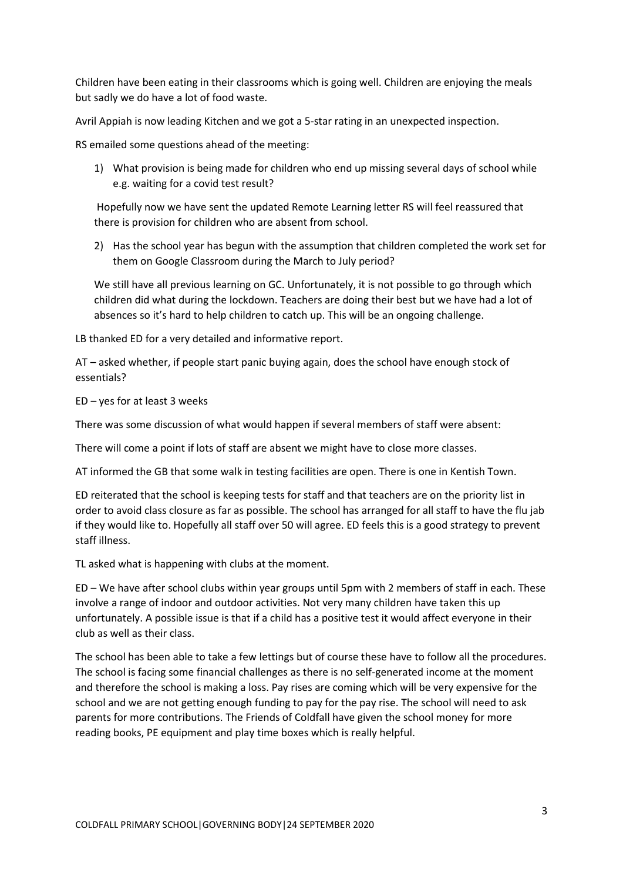Children have been eating in their classrooms which is going well. Children are enjoying the meals but sadly we do have a lot of food waste.

Avril Appiah is now leading Kitchen and we got a 5-star rating in an unexpected inspection.

RS emailed some questions ahead of the meeting:

1) What provision is being made for children who end up missing several days of school while e.g. waiting for a covid test result?

   Hopefully now we have sent the updated Remote Learning letter RS will feel reassured that there is provision for children who are absent from school.

2) Has the school year has begun with the assumption that children completed the work set for them on Google Classroom during the March to July period?

   We still have all previous learning on GC. Unfortunately, it is not possible to go through which children did what during the lockdown. Teachers are doing their best but we have had a lot of absences so it's hard to help children to catch up. This will be an ongoing challenge.

LB thanked ED for a very detailed and informative report.

AT – asked whether, if people start panic buying again, does the school have enough stock of essentials?

ED – yes for at least 3 weeks

There was some discussion of what would happen if several members of staff were absent:

There will come a point if lots of staff are absent we might have to close more classes.

AT informed the GB that some walk in testing facilities are open. There is one in Kentish Town.

ED reiterated that the school is keeping tests for staff and that teachers are on the priority list in order to avoid class closure as far as possible. The school has arranged for all staff to have the flu jab if they would like to. Hopefully all staff over 50 will agree. ED feels this is a good strategy to prevent staff illness.

TL asked what is happening with clubs at the moment.

ED – We have after school clubs within year groups until 5pm with 2 members of staff in each. These involve a range of indoor and outdoor activities. Not very many children have taken this up unfortunately. A possible issue is that if a child has a positive test it would affect everyone in their club as well as their class.

The school has been able to take a few lettings but of course these have to follow all the procedures. The school is facing some financial challenges as there is no self-generated income at the moment and therefore the school is making a loss. Pay rises are coming which will be very expensive for the school and we are not getting enough funding to pay for the pay rise. The school will need to ask parents for more contributions. The Friends of Coldfall have given the school money for more reading books, PE equipment and play time boxes which is really helpful.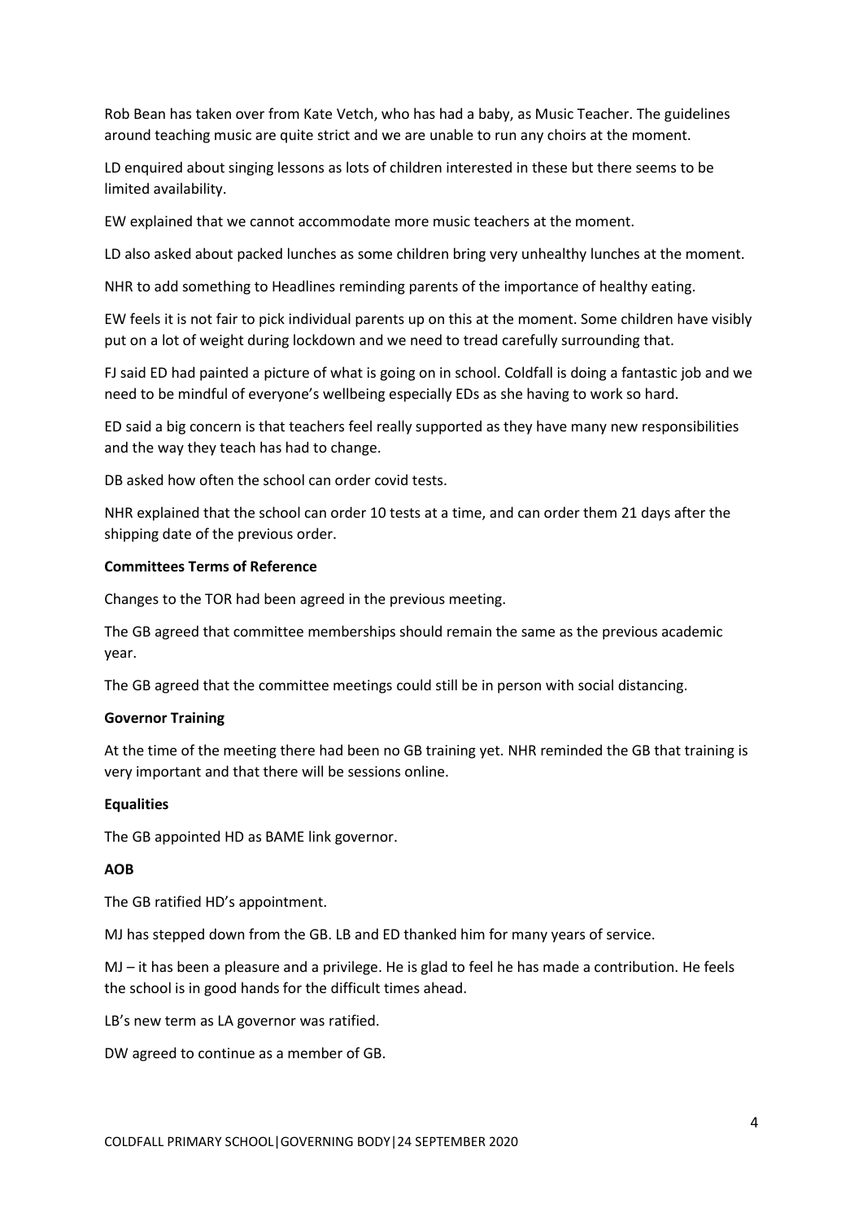Rob Bean has taken over from Kate Vetch, who has had a baby, as Music Teacher. The guidelines around teaching music are quite strict and we are unable to run any choirs at the moment.

LD enquired about singing lessons as lots of children interested in these but there seems to be limited availability.

EW explained that we cannot accommodate more music teachers at the moment.

LD also asked about packed lunches as some children bring very unhealthy lunches at the moment.

NHR to add something to Headlines reminding parents of the importance of healthy eating.

EW feels it is not fair to pick individual parents up on this at the moment. Some children have visibly put on a lot of weight during lockdown and we need to tread carefully surrounding that.

FJ said ED had painted a picture of what is going on in school. Coldfall is doing a fantastic job and we need to be mindful of everyone's wellbeing especially EDs as she having to work so hard.

ED said a big concern is that teachers feel really supported as they have many new responsibilities and the way they teach has had to change.

DB asked how often the school can order covid tests.

NHR explained that the school can order 10 tests at a time, and can order them 21 days after the shipping date of the previous order.

**Committees Terms of Reference**

Changes to the TOR had been agreed in the previous meeting.

The GB agreed that committee memberships should remain the same as the previous academic year.

The GB agreed that the committee meetings could still be in person with social distancing.

**Governor Training**

At the time of the meeting there had been no GB training yet. NHR reminded the GB that training is very important and that there will be sessions online.

**Equalities**

The GB appointed HD as BAME link governor.

**AOB**

The GB ratified HD's appointment.

MJ has stepped down from the GB. LB and ED thanked him for many years of service.

MJ – it has been a pleasure and a privilege. He is glad to feel he has made a contribution. He feels the school is in good hands for the difficult times ahead.

LB's new term as LA governor was ratified.

DW agreed to continue as a member of GB.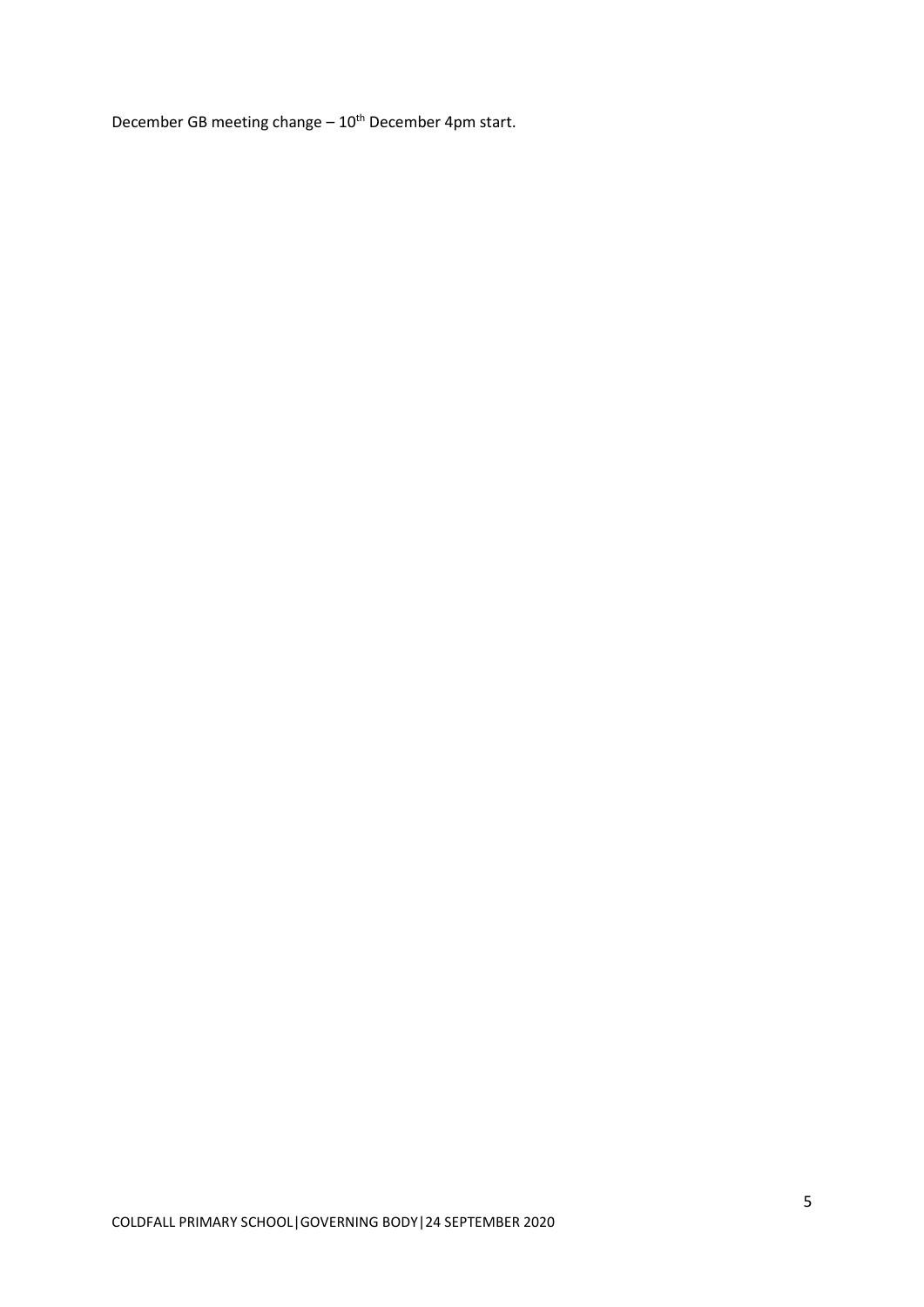December GB meeting change – 10th December 4pm start.